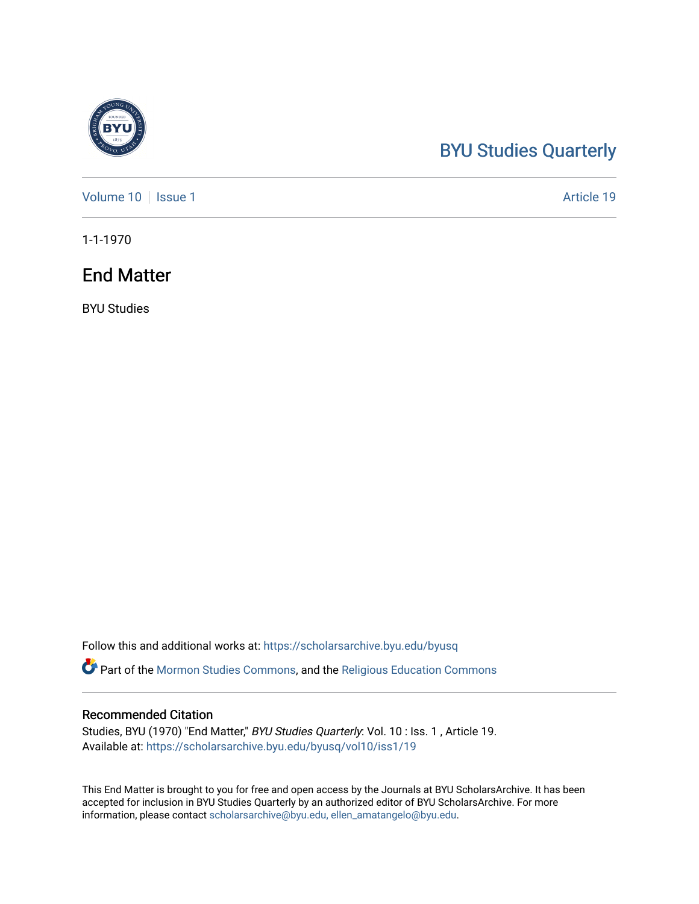BYU Studies Quarterly

Volume 10 | Issue 1 | Article 19

1-1-1970

# End Matter

BYU Studies

Follow this and additional works at: https://scholarsarchive.byu.edu/byusq

Part of the Mormon Studies Commons, and the Religious Education Commons

## Recommended Citation

Studies, BYU (1970) "End Matter," *BYU Studies Quarterly*: Vol. 10 : Iss. 1 , Article 19.
Available at: https://scholarsarchive.byu.edu/byusq/vol10/iss1/19

This End Matter is brought to you for free and open access by the Journals at BYU ScholarsArchive. It has been accepted for inclusion in BYU Studies Quarterly by an authorized editor of BYU ScholarsArchive. For more information, please contact scholarsarchive@byu.edu, ellen_amatangelo@byu.edu.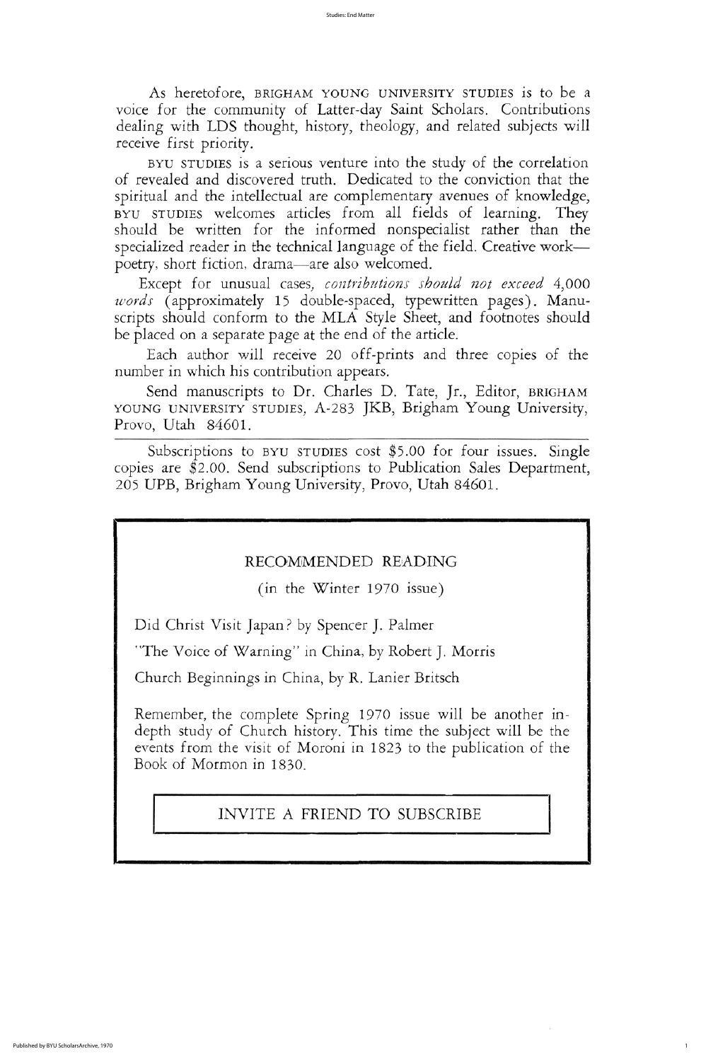As heretofore, BRIGHAM YOUNG UNIVERSITY STUDIES is to be a voice for the community of Latter-day Saint Scholars. Contributions dealing with LDS thought, history, theology, and related subjects will receive first priority.

BYU STUDIES is a serious venture into the study of the correlation of revealed and discovered truth. Dedicated to the conviction that the spiritual and the intellectual are complementary avenues of knowledge, BYU STUDIES welcomes articles from all fields of learning. They should be written for the informed nonspecialist rather than the specialized reader in the technical language of the field. Creative work—poetry, short fiction, drama—are also welcomed.

Except for unusual cases, *contributions should not exceed* 4,000 *words* (approximately 15 double-spaced, typewritten pages). Manuscripts should conform to the MLA Style Sheet, and footnotes should be placed on a separate page at the end of the article.

Each author will receive 20 off-prints and three copies of the number in which his contribution appears.

Send manuscripts to Dr. Charles D. Tate, Jr., Editor, BRIGHAM YOUNG UNIVERSITY STUDIES, A-283 JKB, Brigham Young University, Provo, Utah 84601.

---

Subscriptions to BYU STUDIES cost $5.00 for four issues. Single copies are $2.00. Send subscriptions to Publication Sales Department, 205 UPB, Brigham Young University, Provo, Utah 84601.

## RECOMMENDED READING

(in the Winter 1970 issue)

Did Christ Visit Japan? by Spencer J. Palmer

"The Voice of Warning" in China, by Robert J. Morris

Church Beginnings in China, by R. Lanier Britsch

Remember, the complete Spring 1970 issue will be another in-depth study of Church history. This time the subject will be the events from the visit of Moroni in 1823 to the publication of the Book of Mormon in 1830.

INVITE A FRIEND TO SUBSCRIBE